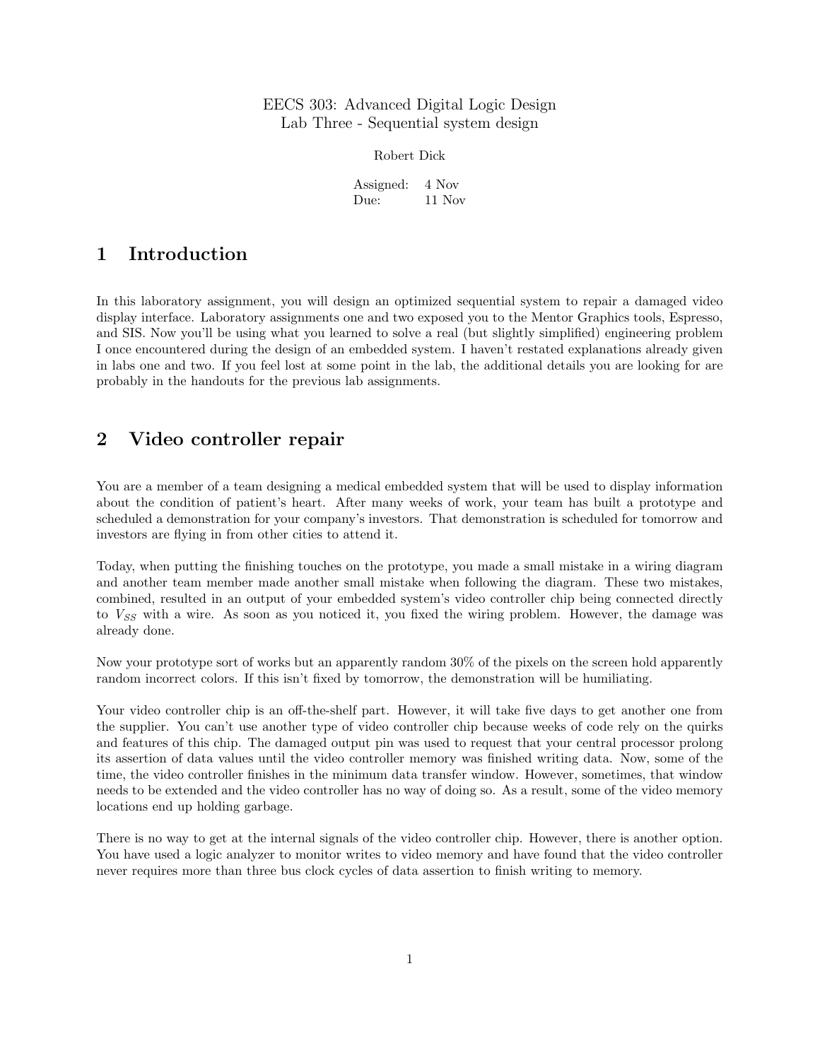EECS 303: Advanced Digital Logic Design
Lab Three - Sequential system design

Robert Dick

Assigned: 4 Nov
Due: 11 Nov

# 1 Introduction

In this laboratory assignment, you will design an optimized sequential system to repair a damaged video display interface. Laboratory assignments one and two exposed you to the Mentor Graphics tools, Espresso, and SIS. Now you'll be using what you learned to solve a real (but slightly simplified) engineering problem I once encountered during the design of an embedded system. I haven't restated explanations already given in labs one and two. If you feel lost at some point in the lab, the additional details you are looking for are probably in the handouts for the previous lab assignments.

# 2 Video controller repair

You are a member of a team designing a medical embedded system that will be used to display information about the condition of patient's heart. After many weeks of work, your team has built a prototype and scheduled a demonstration for your company's investors. That demonstration is scheduled for tomorrow and investors are flying in from other cities to attend it.

Today, when putting the finishing touches on the prototype, you made a small mistake in a wiring diagram and another team member made another small mistake when following the diagram. These two mistakes, combined, resulted in an output of your embedded system's video controller chip being connected directly to $V_{SS}$ with a wire. As soon as you noticed it, you fixed the wiring problem. However, the damage was already done.

Now your prototype sort of works but an apparently random 30% of the pixels on the screen hold apparently random incorrect colors. If this isn't fixed by tomorrow, the demonstration will be humiliating.

Your video controller chip is an off-the-shelf part. However, it will take five days to get another one from the supplier. You can't use another type of video controller chip because weeks of code rely on the quirks and features of this chip. The damaged output pin was used to request that your central processor prolong its assertion of data values until the video controller memory was finished writing data. Now, some of the time, the video controller finishes in the minimum data transfer window. However, sometimes, that window needs to be extended and the video controller has no way of doing so. As a result, some of the video memory locations end up holding garbage.

There is no way to get at the internal signals of the video controller chip. However, there is another option. You have used a logic analyzer to monitor writes to video memory and have found that the video controller never requires more than three bus clock cycles of data assertion to finish writing to memory.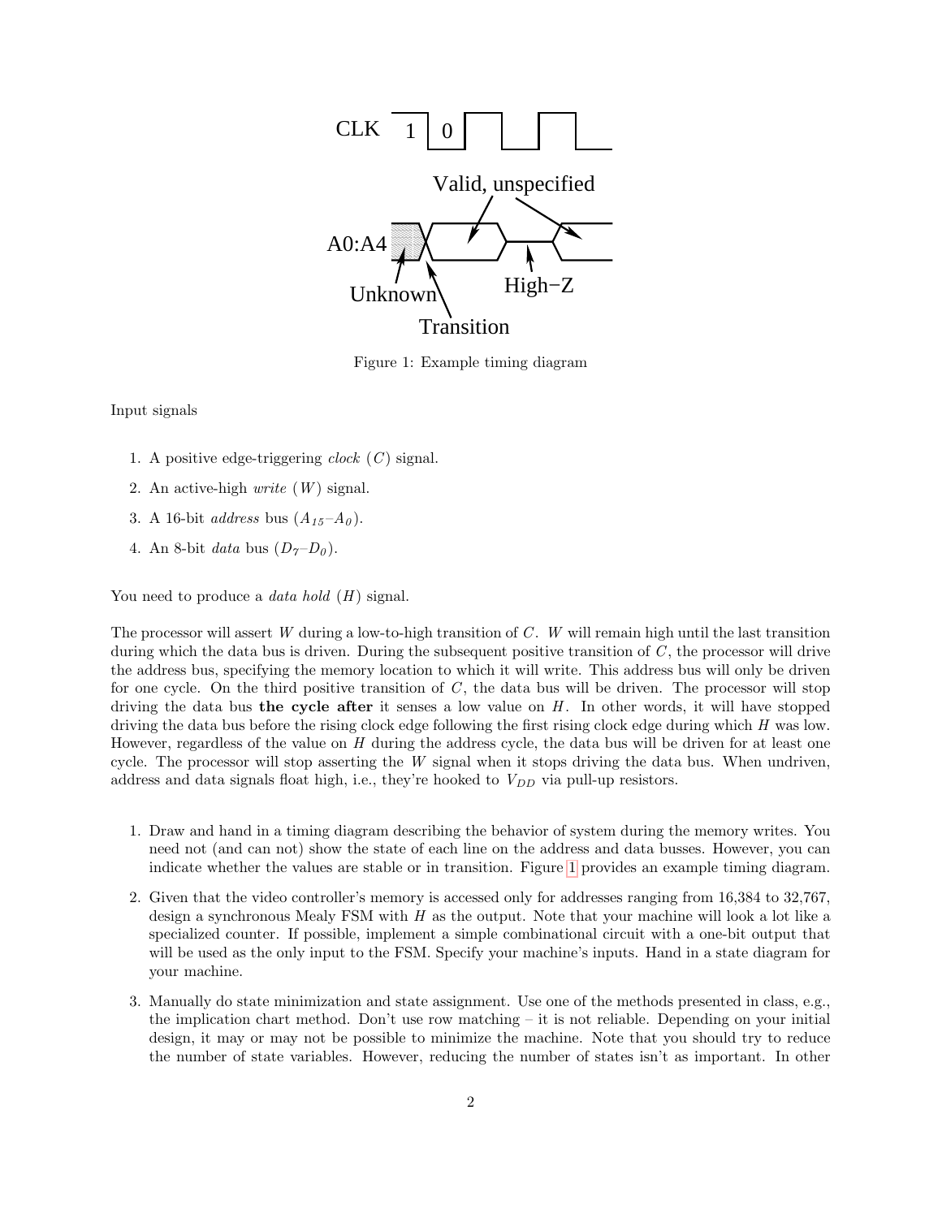Figure 1: Example timing diagram

Input signals

1. A positive edge-triggering *clock* ($C$) signal.
2. An active-high *write* ($W$) signal.
3. A 16-bit *address* bus ($A_{15}$–$A_0$).
4. An 8-bit *data* bus ($D_7$–$D_0$).

You need to produce a *data hold* ($H$) signal.

The processor will assert $W$ during a low-to-high transition of $C$. $W$ will remain high until the last transition during which the data bus is driven. During the subsequent positive transition of $C$, the processor will drive the address bus, specifying the memory location to which it will write. This address bus will only be driven for one cycle. On the third positive transition of $C$, the data bus will be driven. The processor will stop driving the data bus **the cycle after** it senses a low value on $H$. In other words, it will have stopped driving the data bus before the rising clock edge following the first rising clock edge during which $H$ was low. However, regardless of the value on $H$ during the address cycle, the data bus will be driven for at least one cycle. The processor will stop asserting the $W$ signal when it stops driving the data bus. When undriven, address and data signals float high, i.e., they're hooked to $V_{DD}$ via pull-up resistors.

1. Draw and hand in a timing diagram describing the behavior of system during the memory writes. You need not (and can not) show the state of each line on the address and data busses. However, you can indicate whether the values are stable or in transition. Figure 1 provides an example timing diagram.
2. Given that the video controller's memory is accessed only for addresses ranging from 16,384 to 32,767, design a synchronous Mealy FSM with $H$ as the output. Note that your machine will look a lot like a specialized counter. If possible, implement a simple combinational circuit with a one-bit output that will be used as the only input to the FSM. Specify your machine's inputs. Hand in a state diagram for your machine.
3. Manually do state minimization and state assignment. Use one of the methods presented in class, e.g., the implication chart method. Don't use row matching – it is not reliable. Depending on your initial design, it may or may not be possible to minimize the machine. Note that you should try to reduce the number of state variables. However, reducing the number of states isn't as important. In other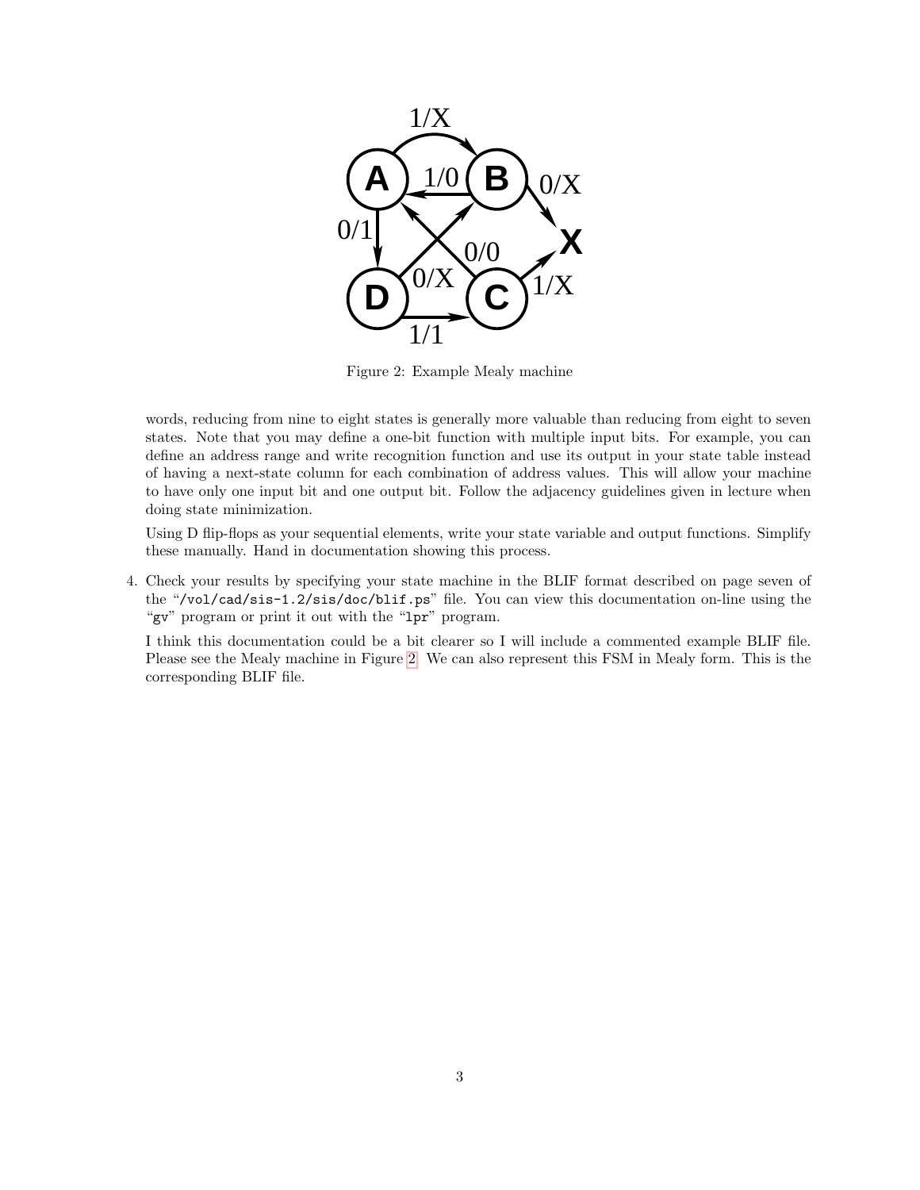Figure 2: Example Mealy machine

words, reducing from nine to eight states is generally more valuable than reducing from eight to seven states. Note that you may define a one-bit function with multiple input bits. For example, you can define an address range and write recognition function and use its output in your state table instead of having a next-state column for each combination of address values. This will allow your machine to have only one input bit and one output bit. Follow the adjacency guidelines given in lecture when doing state minimization.

Using D flip-flops as your sequential elements, write your state variable and output functions. Simplify these manually. Hand in documentation showing this process.

4. Check your results by specifying your state machine in the BLIF format described on page seven of the "`/vol/cad/sis-1.2/sis/doc/blif.ps`" file. You can view this documentation on-line using the "`gv`" program or print it out with the "`lpr`" program.

   I think this documentation could be a bit clearer so I will include a commented example BLIF file. Please see the Mealy machine in Figure 2. We can also represent this FSM in Mealy form. This is the corresponding BLIF file.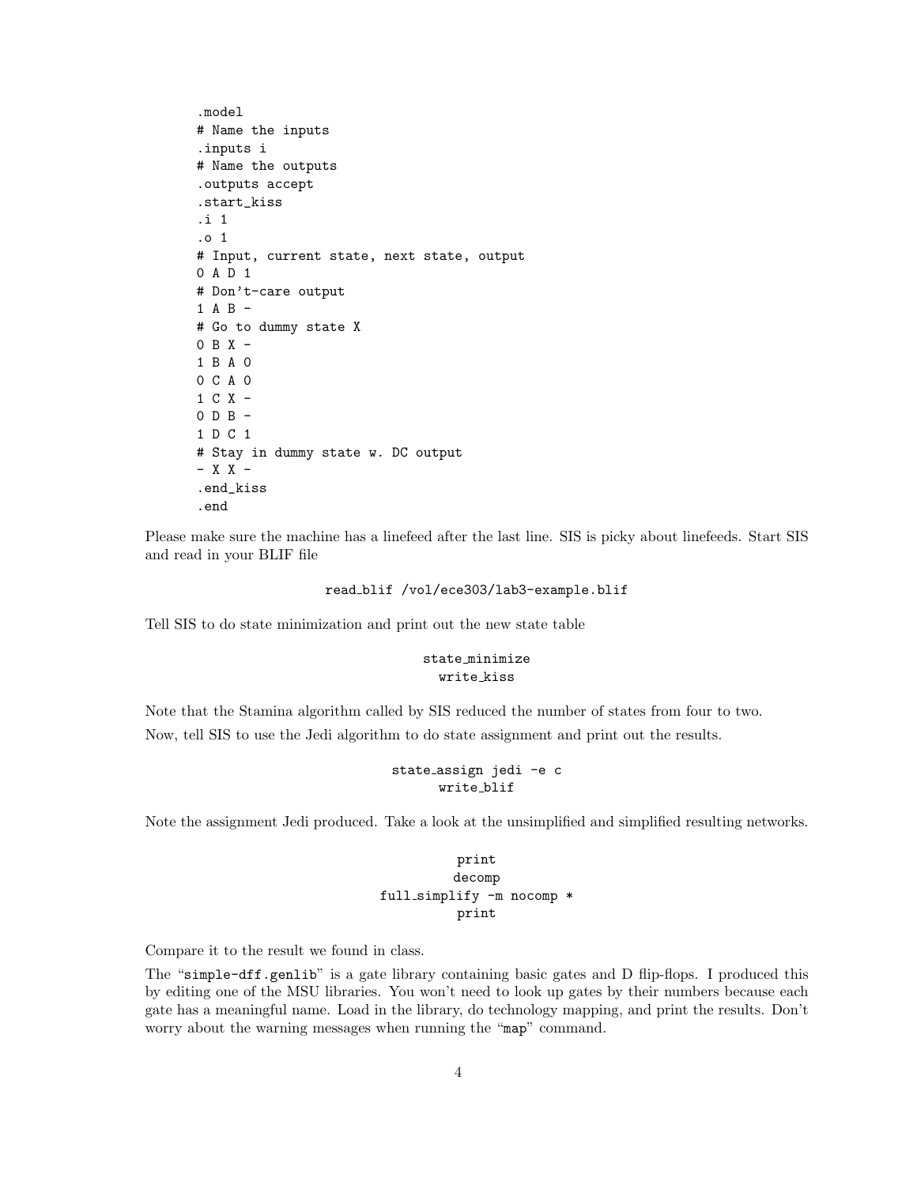```
.model
# Name the inputs
.inputs i
# Name the outputs
.outputs accept
.start_kiss
.i 1
.o 1
# Input, current state, next state, output
0 A D 1
# Don't-care output
1 A B -
# Go to dummy state X
0 B X -
1 B A 0
0 C A 0
1 C X -
0 D B -
1 D C 1
# Stay in dummy state w. DC output
- X X -
.end_kiss
.end
```

Please make sure the machine has a linefeed after the last line. SIS is picky about linefeeds. Start SIS and read in your BLIF file

```
read_blif /vol/ece303/lab3-example.blif
```

Tell SIS to do state minimization and print out the new state table

```
state_minimize
write_kiss
```

Note that the Stamina algorithm called by SIS reduced the number of states from four to two.

Now, tell SIS to use the Jedi algorithm to do state assignment and print out the results.

```
state_assign jedi -e c
write_blif
```

Note the assignment Jedi produced. Take a look at the unsimplified and simplified resulting networks.

```
print
decomp
full_simplify -m nocomp *
print
```

Compare it to the result we found in class.

The "`simple-dff.genlib`" is a gate library containing basic gates and D flip-flops. I produced this by editing one of the MSU libraries. You won't need to look up gates by their numbers because each gate has a meaningful name. Load in the library, do technology mapping, and print the results. Don't worry about the warning messages when running the "`map`" command.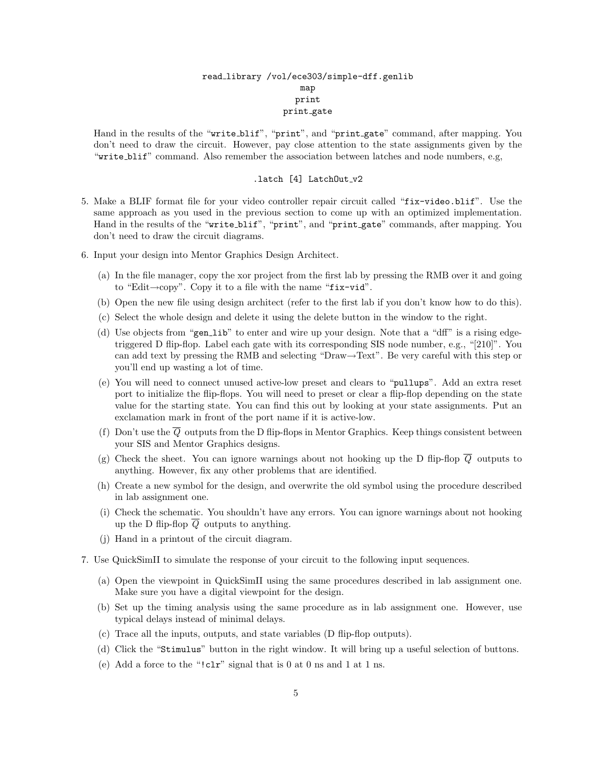```
read_library /vol/ece303/simple-dff.genlib
map
print
print_gate
```

Hand in the results of the "write_blif", "print", and "print_gate" command, after mapping. You don't need to draw the circuit. However, pay close attention to the state assignments given by the "write_blif" command. Also remember the association between latches and node numbers, e.g,

```
.latch [4] LatchOut_v2
```

5. Make a BLIF format file for your video controller repair circuit called "fix-video.blif". Use the same approach as you used in the previous section to come up with an optimized implementation. Hand in the results of the "write_blif", "print", and "print_gate" commands, after mapping. You don't need to draw the circuit diagrams.

6. Input your design into Mentor Graphics Design Architect.

   (a) In the file manager, copy the xor project from the first lab by pressing the RMB over it and going to "Edit→copy". Copy it to a file with the name "fix-vid".

   (b) Open the new file using design architect (refer to the first lab if you don't know how to do this).

   (c) Select the whole design and delete it using the delete button in the window to the right.

   (d) Use objects from "gen_lib" to enter and wire up your design. Note that a "dff" is a rising edge-triggered D flip-flop. Label each gate with its corresponding SIS node number, e.g., "[210]". You can add text by pressing the RMB and selecting "Draw→Text". Be very careful with this step or you'll end up wasting a lot of time.

   (e) You will need to connect unused active-low preset and clears to "pullups". Add an extra reset port to initialize the flip-flops. You will need to preset or clear a flip-flop depending on the state value for the starting state. You can find this out by looking at your state assignments. Put an exclamation mark in front of the port name if it is active-low.

   (f) Don't use the $\overline{Q}$ outputs from the D flip-flops in Mentor Graphics. Keep things consistent between your SIS and Mentor Graphics designs.

   (g) Check the sheet. You can ignore warnings about not hooking up the D flip-flop $\overline{Q}$ outputs to anything. However, fix any other problems that are identified.

   (h) Create a new symbol for the design, and overwrite the old symbol using the procedure described in lab assignment one.

   (i) Check the schematic. You shouldn't have any errors. You can ignore warnings about not hooking up the D flip-flop $\overline{Q}$ outputs to anything.

   (j) Hand in a printout of the circuit diagram.

7. Use QuickSimII to simulate the response of your circuit to the following input sequences.

   (a) Open the viewpoint in QuickSimII using the same procedures described in lab assignment one. Make sure you have a digital viewpoint for the design.

   (b) Set up the timing analysis using the same procedure as in lab assignment one. However, use typical delays instead of minimal delays.

   (c) Trace all the inputs, outputs, and state variables (D flip-flop outputs).

   (d) Click the "Stimulus" button in the right window. It will bring up a useful selection of buttons.

   (e) Add a force to the "!clr" signal that is 0 at 0 ns and 1 at 1 ns.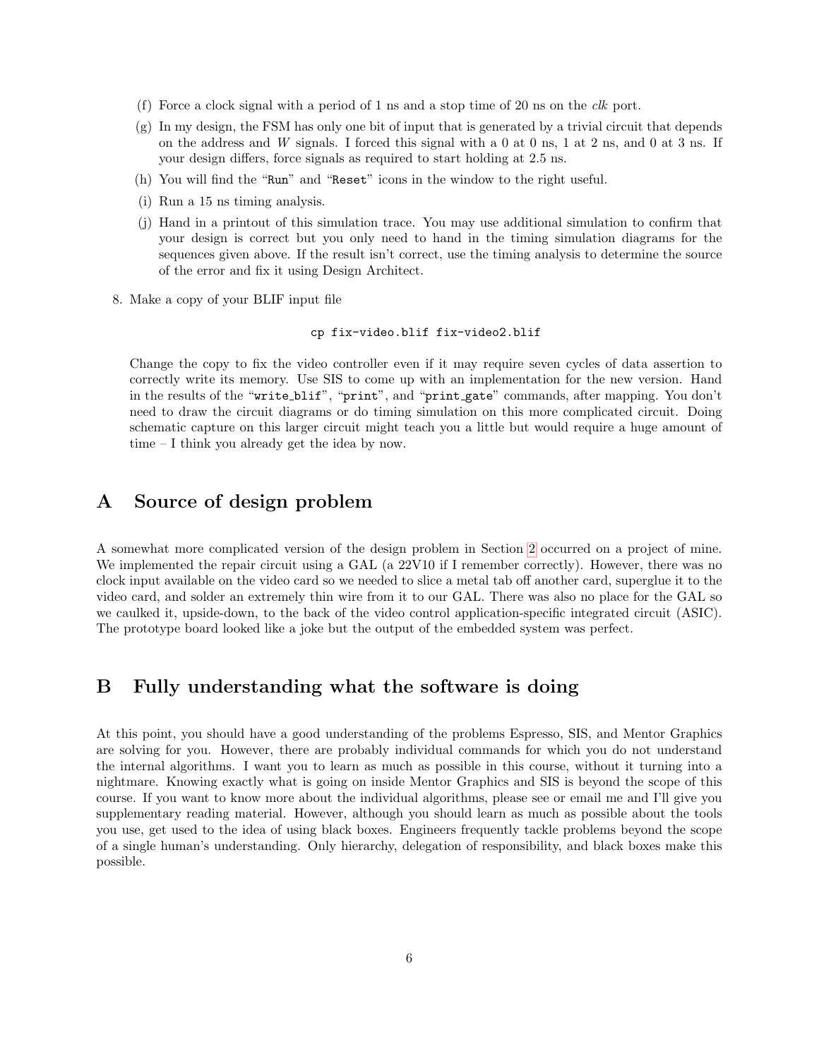(f) Force a clock signal with a period of 1 ns and a stop time of 20 ns on the *clk* port.

(g) In my design, the FSM has only one bit of input that is generated by a trivial circuit that depends on the address and $W$ signals. I forced this signal with a 0 at 0 ns, 1 at 2 ns, and 0 at 3 ns. If your design differs, force signals as required to start holding at 2.5 ns.

(h) You will find the "`Run`" and "`Reset`" icons in the window to the right useful.

(i) Run a 15 ns timing analysis.

(j) Hand in a printout of this simulation trace. You may use additional simulation to confirm that your design is correct but you only need to hand in the timing simulation diagrams for the sequences given above. If the result isn't correct, use the timing analysis to determine the source of the error and fix it using Design Architect.

8. Make a copy of your BLIF input file

```
cp fix-video.blif fix-video2.blif
```

Change the copy to fix the video controller even if it may require seven cycles of data assertion to correctly write its memory. Use SIS to come up with an implementation for the new version. Hand in the results of the "`write_blif`", "`print`", and "`print_gate`" commands, after mapping. You don't need to draw the circuit diagrams or do timing simulation on this more complicated circuit. Doing schematic capture on this larger circuit might teach you a little but would require a huge amount of time – I think you already get the idea by now.

# A Source of design problem

A somewhat more complicated version of the design problem in Section 2 occurred on a project of mine. We implemented the repair circuit using a GAL (a 22V10 if I remember correctly). However, there was no clock input available on the video card so we needed to slice a metal tab off another card, superglue it to the video card, and solder an extremely thin wire from it to our GAL. There was also no place for the GAL so we caulked it, upside-down, to the back of the video control application-specific integrated circuit (ASIC). The prototype board looked like a joke but the output of the embedded system was perfect.

# B Fully understanding what the software is doing

At this point, you should have a good understanding of the problems Espresso, SIS, and Mentor Graphics are solving for you. However, there are probably individual commands for which you do not understand the internal algorithms. I want you to learn as much as possible in this course, without it turning into a nightmare. Knowing exactly what is going on inside Mentor Graphics and SIS is beyond the scope of this course. If you want to know more about the individual algorithms, please see or email me and I'll give you supplementary reading material. However, although you should learn as much as possible about the tools you use, get used to the idea of using black boxes. Engineers frequently tackle problems beyond the scope of a single human's understanding. Only hierarchy, delegation of responsibility, and black boxes make this possible.